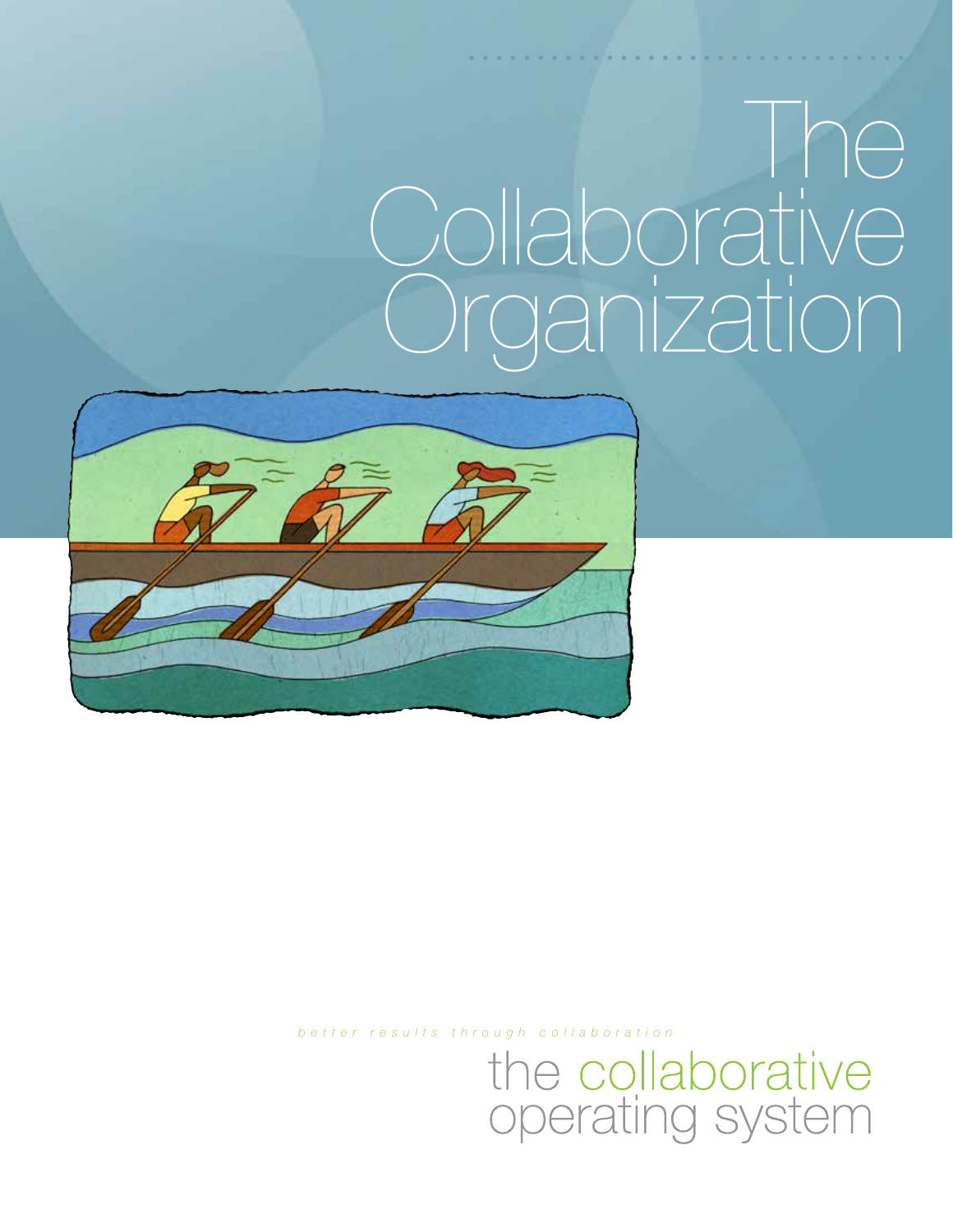# The Collaborative Organization

*better results through collaboration*

the collaborative operating system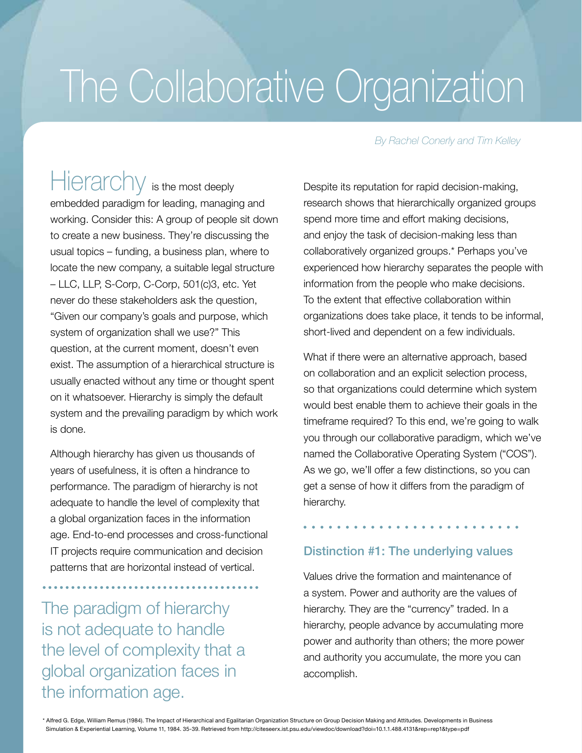# The Collaborative Organization

*By Rachel Conerly and Tim Kelley*

Hierarchy is the most deeply embedded paradigm for leading, managing and working. Consider this: A group of people sit down to create a new business. They're discussing the usual topics – funding, a business plan, where to locate the new company, a suitable legal structure – LLC, LLP, S-Corp, C-Corp, 501(c)3, etc. Yet never do these stakeholders ask the question, "Given our company's goals and purpose, which system of organization shall we use?" This question, at the current moment, doesn't even exist. The assumption of a hierarchical structure is usually enacted without any time or thought spent on it whatsoever. Hierarchy is simply the default system and the prevailing paradigm by which work is done.

Although hierarchy has given us thousands of years of usefulness, it is often a hindrance to performance. The paradigm of hierarchy is not adequate to handle the level of complexity that a global organization faces in the information age. End-to-end processes and cross-functional IT projects require communication and decision patterns that are horizontal instead of vertical.

> The paradigm of hierarchy is not adequate to handle the level of complexity that a global organization faces in the information age.

Despite its reputation for rapid decision-making, research shows that hierarchically organized groups spend more time and effort making decisions, and enjoy the task of decision-making less than collaboratively organized groups.* Perhaps you've experienced how hierarchy separates the people with information from the people who make decisions. To the extent that effective collaboration within organizations does take place, it tends to be informal, short-lived and dependent on a few individuals.

What if there were an alternative approach, based on collaboration and an explicit selection process, so that organizations could determine which system would best enable them to achieve their goals in the timeframe required? To this end, we're going to walk you through our collaborative paradigm, which we've named the Collaborative Operating System ("COS"). As we go, we'll offer a few distinctions, so you can get a sense of how it differs from the paradigm of hierarchy.

## Distinction #1: The underlying values

Values drive the formation and maintenance of a system. Power and authority are the values of hierarchy. They are the "currency" traded. In a hierarchy, people advance by accumulating more power and authority than others; the more power and authority you accumulate, the more you can accomplish.

* Alfred G. Edge, William Remus (1984). The Impact of Hierarchical and Egalitarian Organization Structure on Group Decision Making and Attitudes. Developments in Business Simulation & Experiential Learning, Volume 11, 1984. 35-39. Retrieved from http://citeseerx.ist.psu.edu/viewdoc/download?doi=10.1.1.488.4131&rep=rep1&type=pdf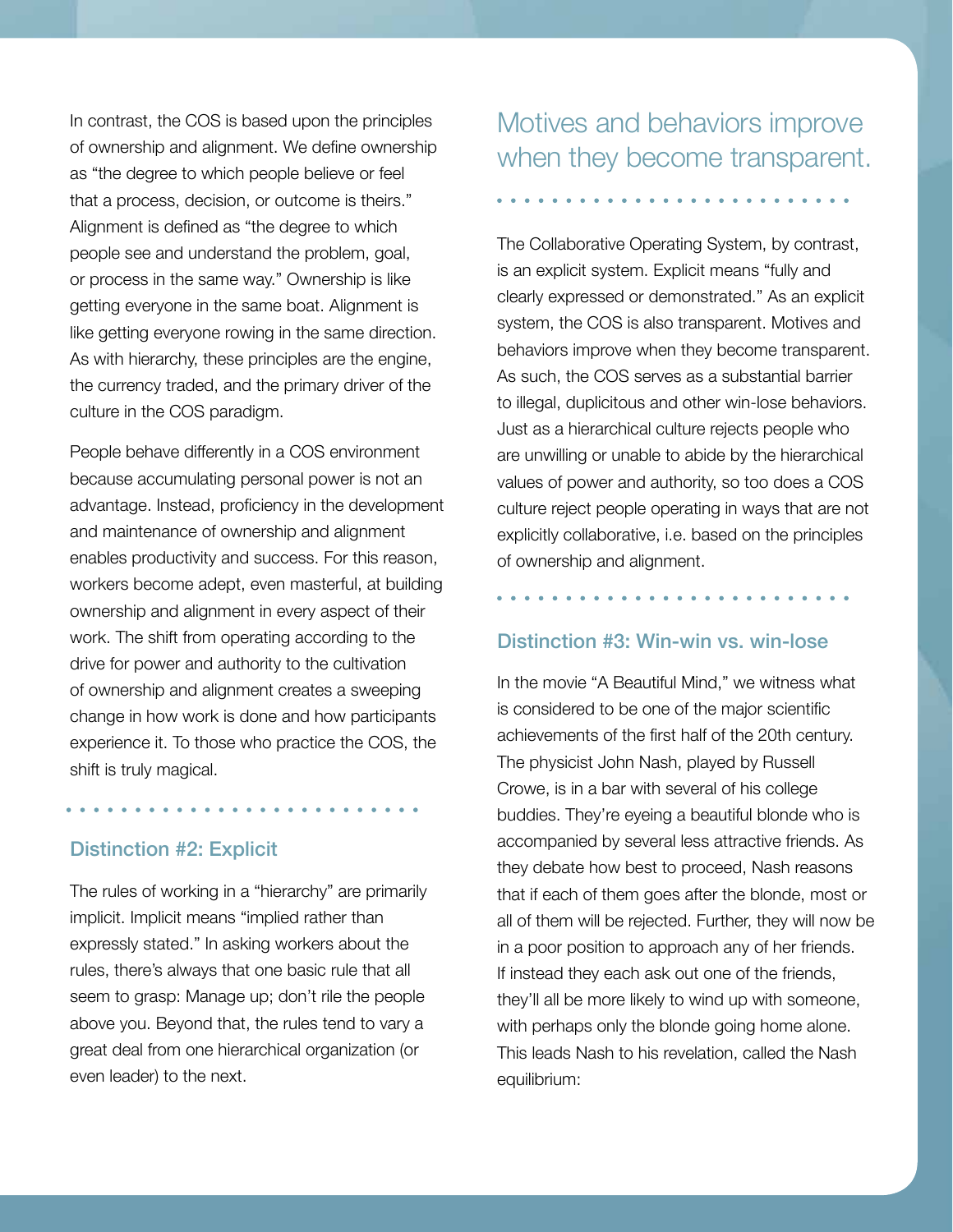In contrast, the COS is based upon the principles of ownership and alignment. We define ownership as "the degree to which people believe or feel that a process, decision, or outcome is theirs." Alignment is defined as "the degree to which people see and understand the problem, goal, or process in the same way." Ownership is like getting everyone in the same boat. Alignment is like getting everyone rowing in the same direction. As with hierarchy, these principles are the engine, the currency traded, and the primary driver of the culture in the COS paradigm.

People behave differently in a COS environment because accumulating personal power is not an advantage. Instead, proficiency in the development and maintenance of ownership and alignment enables productivity and success. For this reason, workers become adept, even masterful, at building ownership and alignment in every aspect of their work. The shift from operating according to the drive for power and authority to the cultivation of ownership and alignment creates a sweeping change in how work is done and how participants experience it. To those who practice the COS, the shift is truly magical.

### Distinction #2: Explicit

The rules of working in a "hierarchy" are primarily implicit. Implicit means "implied rather than expressly stated." In asking workers about the rules, there's always that one basic rule that all seem to grasp: Manage up; don't rile the people above you. Beyond that, the rules tend to vary a great deal from one hierarchical organization (or even leader) to the next.

> Motives and behaviors improve when they become transparent.

The Collaborative Operating System, by contrast, is an explicit system. Explicit means "fully and clearly expressed or demonstrated." As an explicit system, the COS is also transparent. Motives and behaviors improve when they become transparent. As such, the COS serves as a substantial barrier to illegal, duplicitous and other win-lose behaviors. Just as a hierarchical culture rejects people who are unwilling or unable to abide by the hierarchical values of power and authority, so too does a COS culture reject people operating in ways that are not explicitly collaborative, i.e. based on the principles of ownership and alignment.

### Distinction #3: Win-win vs. win-lose

In the movie "A Beautiful Mind," we witness what is considered to be one of the major scientific achievements of the first half of the 20th century. The physicist John Nash, played by Russell Crowe, is in a bar with several of his college buddies. They're eyeing a beautiful blonde who is accompanied by several less attractive friends. As they debate how best to proceed, Nash reasons that if each of them goes after the blonde, most or all of them will be rejected. Further, they will now be in a poor position to approach any of her friends. If instead they each ask out one of the friends, they'll all be more likely to wind up with someone, with perhaps only the blonde going home alone. This leads Nash to his revelation, called the Nash equilibrium: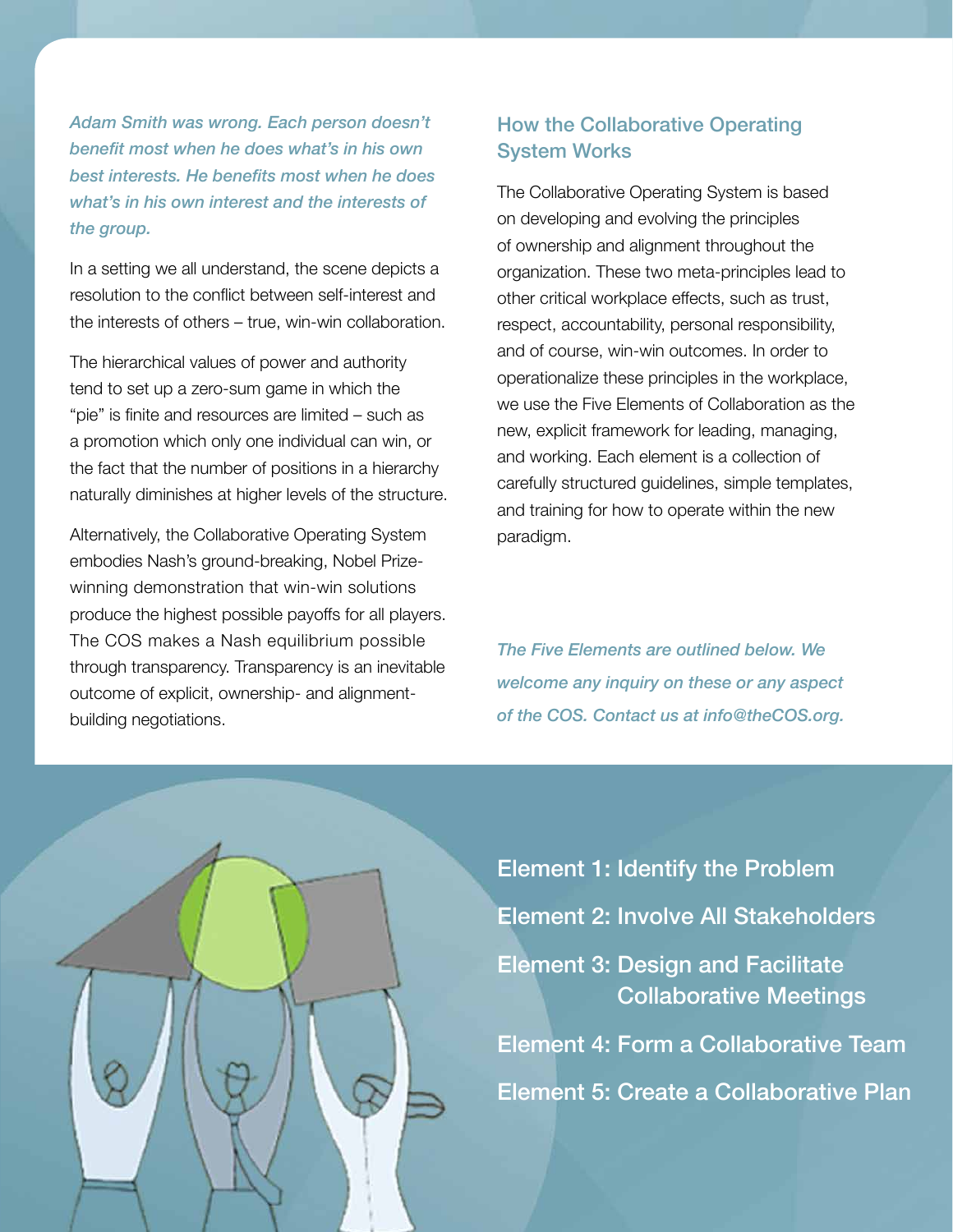*Adam Smith was wrong. Each person doesn't benefit most when he does what's in his own best interests. He benefits most when he does what's in his own interest and the interests of the group.*

In a setting we all understand, the scene depicts a resolution to the conflict between self-interest and the interests of others – true, win-win collaboration.

The hierarchical values of power and authority tend to set up a zero-sum game in which the "pie" is finite and resources are limited – such as a promotion which only one individual can win, or the fact that the number of positions in a hierarchy naturally diminishes at higher levels of the structure.

Alternatively, the Collaborative Operating System embodies Nash's ground-breaking, Nobel Prize-winning demonstration that win-win solutions produce the highest possible payoffs for all players. The COS makes a Nash equilibrium possible through transparency. Transparency is an inevitable outcome of explicit, ownership- and alignment-building negotiations.

## How the Collaborative Operating System Works

The Collaborative Operating System is based on developing and evolving the principles of ownership and alignment throughout the organization. These two meta-principles lead to other critical workplace effects, such as trust, respect, accountability, personal responsibility, and of course, win-win outcomes. In order to operationalize these principles in the workplace, we use the Five Elements of Collaboration as the new, explicit framework for leading, managing, and working. Each element is a collection of carefully structured guidelines, simple templates, and training for how to operate within the new paradigm.

*The Five Elements are outlined below. We welcome any inquiry on these or any aspect of the COS. Contact us at info@theCOS.org.*

**Element 1: Identify the Problem**

**Element 2: Involve All Stakeholders**

**Element 3: Design and Facilitate Collaborative Meetings**

**Element 4: Form a Collaborative Team**

**Element 5: Create a Collaborative Plan**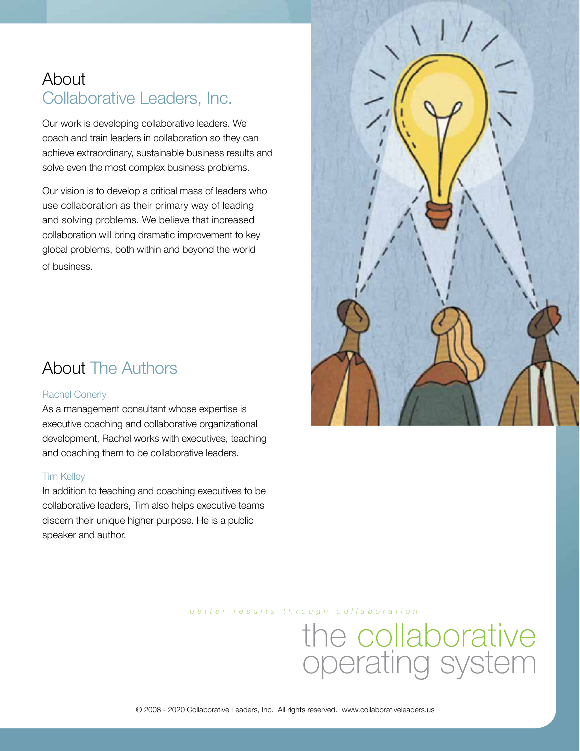## About Collaborative Leaders, Inc.

Our work is developing collaborative leaders. We coach and train leaders in collaboration so they can achieve extraordinary, sustainable business results and solve even the most complex business problems.

Our vision is to develop a critical mass of leaders who use collaboration as their primary way of leading and solving problems. We believe that increased collaboration will bring dramatic improvement to key global problems, both within and beyond the world of business.

## About The Authors

### Rachel Conerly

As a management consultant whose expertise is executive coaching and collaborative organizational development, Rachel works with executives, teaching and coaching them to be collaborative leaders.

### Tim Kelley

In addition to teaching and coaching executives to be collaborative leaders, Tim also helps executive teams discern their unique higher purpose. He is a public speaker and author.

*better results through collaboration*

the collaborative operating system

© 2008 - 2020 Collaborative Leaders, Inc. All rights reserved. www.collaborativeleaders.us